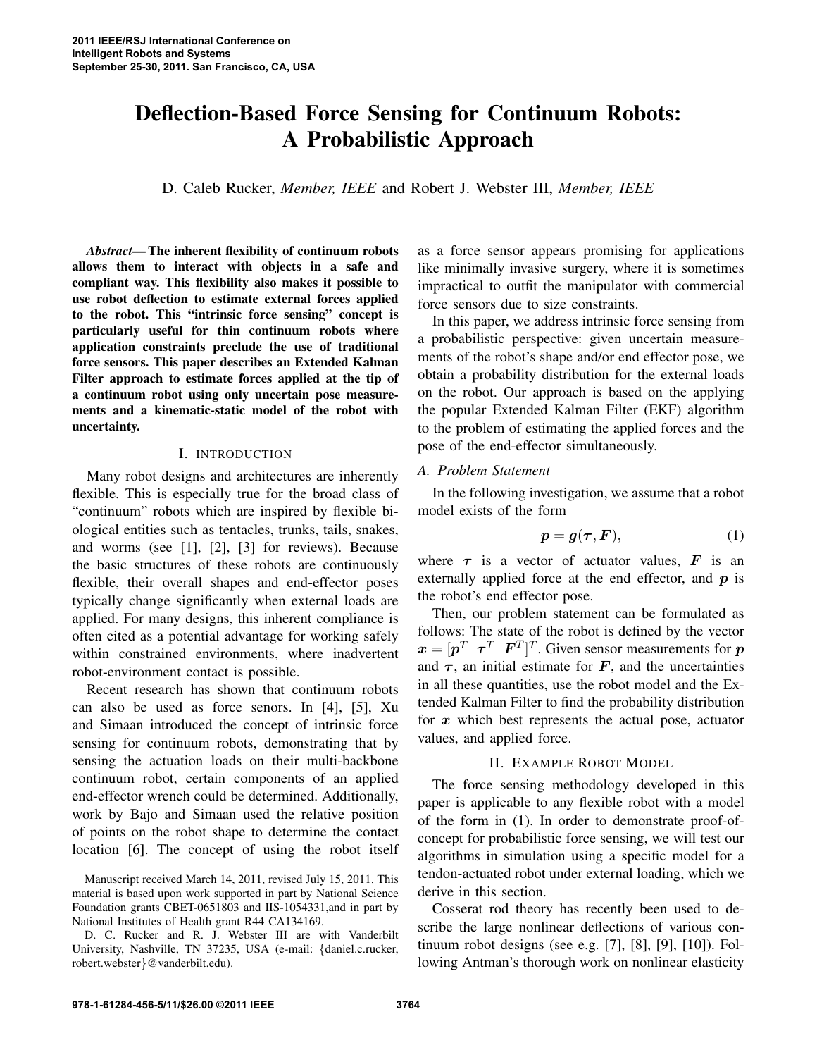# Deflection-Based Force Sensing for Continuum Robots: A Probabilistic Approach

D. Caleb Rucker, *Member, IEEE* and Robert J. Webster III, *Member, IEEE*

***Abstract*— The inherent flexibility of continuum robots allows them to interact with objects in a safe and compliant way. This flexibility also makes it possible to use robot deflection to estimate external forces applied to the robot. This "intrinsic force sensing" concept is particularly useful for thin continuum robots where application constraints preclude the use of traditional force sensors. This paper describes an Extended Kalman Filter approach to estimate forces applied at the tip of a continuum robot using only uncertain pose measurements and a kinematic-static model of the robot with uncertainty.**

## I. Introduction

Many robot designs and architectures are inherently flexible. This is especially true for the broad class of "continuum" robots which are inspired by flexible biological entities such as tentacles, trunks, tails, snakes, and worms (see [1], [2], [3] for reviews). Because the basic structures of these robots are continuously flexible, their overall shapes and end-effector poses typically change significantly when external loads are applied. For many designs, this inherent compliance is often cited as a potential advantage for working safely within constrained environments, where inadvertent robot-environment contact is possible.

Recent research has shown that continuum robots can also be used as force senors. In [4], [5], Xu and Simaan introduced the concept of intrinsic force sensing for continuum robots, demonstrating that by sensing the actuation loads on their multi-backbone continuum robot, certain components of an applied end-effector wrench could be determined. Additionally, work by Bajo and Simaan used the relative position of points on the robot shape to determine the contact location [6]. The concept of using the robot itself as a force sensor appears promising for applications like minimally invasive surgery, where it is sometimes impractical to outfit the manipulator with commercial force sensors due to size constraints.

In this paper, we address intrinsic force sensing from a probabilistic perspective: given uncertain measurements of the robot's shape and/or end effector pose, we obtain a probability distribution for the external loads on the robot. Our approach is based on the applying the popular Extended Kalman Filter (EKF) algorithm to the problem of estimating the applied forces and the pose of the end-effector simultaneously.

### A. Problem Statement

In the following investigation, we assume that a robot model exists of the form

$$\boldsymbol{p} = \boldsymbol{g}(\boldsymbol{\tau}, \boldsymbol{F}), \tag{1}$$

where $\boldsymbol{\tau}$ is a vector of actuator values, $\boldsymbol{F}$ is an externally applied force at the end effector, and $\boldsymbol{p}$ is the robot's end effector pose.

Then, our problem statement can be formulated as follows: The state of the robot is defined by the vector $\boldsymbol{x} = [\boldsymbol{p}^T \ \ \boldsymbol{\tau}^T \ \ \boldsymbol{F}^T]^T$. Given sensor measurements for $\boldsymbol{p}$ and $\boldsymbol{\tau}$, an initial estimate for $\boldsymbol{F}$, and the uncertainties in all these quantities, use the robot model and the Extended Kalman Filter to find the probability distribution for $\boldsymbol{x}$ which best represents the actual pose, actuator values, and applied force.

## II. Example Robot Model

The force sensing methodology developed in this paper is applicable to any flexible robot with a model of the form in (1). In order to demonstrate proof-of-concept for probabilistic force sensing, we will test our algorithms in simulation using a specific model for a tendon-actuated robot under external loading, which we derive in this section.

Cosserat rod theory has recently been used to describe the large nonlinear deflections of various continuum robot designs (see e.g. [7], [8], [9], [10]). Following Antman's thorough work on nonlinear elasticity

Manuscript received March 14, 2011, revised July 15, 2011. This material is based upon work supported in part by National Science Foundation grants CBET-0651803 and IIS-1054331,and in part by National Institutes of Health grant R44 CA134169.

D. C. Rucker and R. J. Webster III are with Vanderbilt University, Nashville, TN 37235, USA (e-mail: {daniel.c.rucker, robert.webster}@vanderbilt.edu).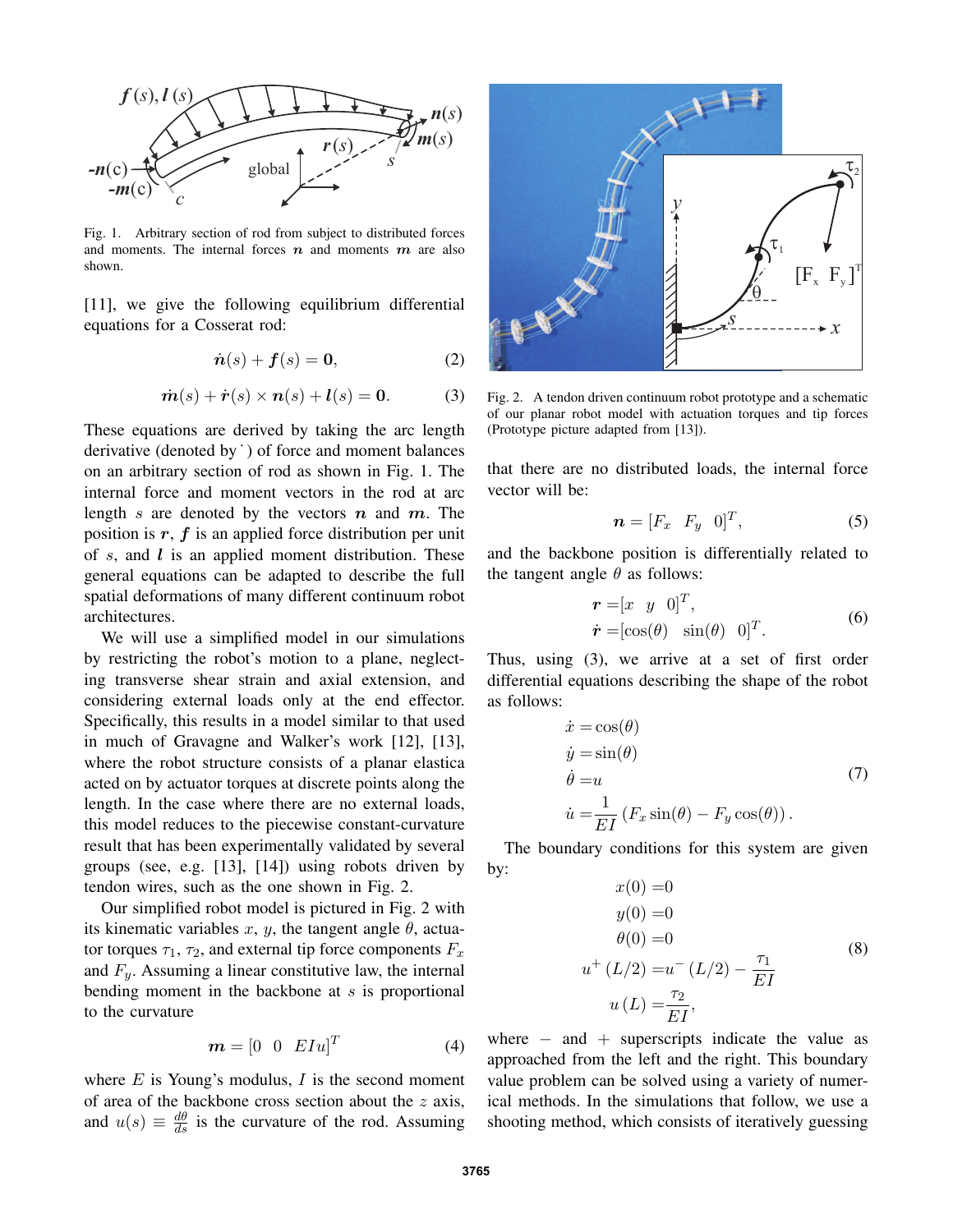Fig. 1. Arbitrary section of rod from subject to distributed forces and moments. The internal forces $\boldsymbol{n}$ and moments $\boldsymbol{m}$ are also shown.

[11], we give the following equilibrium differential equations for a Cosserat rod:

$$\dot{\boldsymbol{n}}(s) + \boldsymbol{f}(s) = \boldsymbol{0}, \tag{2}$$

$$\dot{\boldsymbol{m}}(s) + \dot{\boldsymbol{r}}(s) \times \boldsymbol{n}(s) + \boldsymbol{l}(s) = \boldsymbol{0}. \tag{3}$$

These equations are derived by taking the arc length derivative (denoted by $\dot{}$ ) of force and moment balances on an arbitrary section of rod as shown in Fig. 1. The internal force and moment vectors in the rod at arc length $s$ are denoted by the vectors $\boldsymbol{n}$ and $\boldsymbol{m}$. The position is $\boldsymbol{r}$, $\boldsymbol{f}$ is an applied force distribution per unit of $s$, and $\boldsymbol{l}$ is an applied moment distribution. These general equations can be adapted to describe the full spatial deformations of many different continuum robot architectures.

We will use a simplified model in our simulations by restricting the robot's motion to a plane, neglecting transverse shear strain and axial extension, and considering external loads only at the end effector. Specifically, this results in a model similar to that used in much of Gravagne and Walker's work [12], [13], where the robot structure consists of a planar elastica acted on by actuator torques at discrete points along the length. In the case where there are no external loads, this model reduces to the piecewise constant-curvature result that has been experimentally validated by several groups (see, e.g. [13], [14]) using robots driven by tendon wires, such as the one shown in Fig. 2.

Our simplified robot model is pictured in Fig. 2 with its kinematic variables $x$, $y$, the tangent angle $\theta$, actuator torques $\tau_1$, $\tau_2$, and external tip force components $F_x$ and $F_y$. Assuming a linear constitutive law, the internal bending moment in the backbone at $s$ is proportional to the curvature

$$\boldsymbol{m} = [0 \;\; 0 \;\; EIu]^T \tag{4}$$

where $E$ is Young's modulus, $I$ is the second moment of area of the backbone cross section about the $z$ axis, and $u(s) \equiv \frac{d\theta}{ds}$ is the curvature of the rod. Assuming that there are no distributed loads, the internal force vector will be:

Fig. 2. A tendon driven continuum robot prototype and a schematic of our planar robot model with actuation torques and tip forces (Prototype picture adapted from [13]).

$$\boldsymbol{n} = [F_x \;\; F_y \;\; 0]^T, \tag{5}$$

and the backbone position is differentially related to the tangent angle $\theta$ as follows:

$$\begin{aligned} \boldsymbol{r} &= [x \;\; y \;\; 0]^T, \\ \dot{\boldsymbol{r}} &= [\cos(\theta) \;\; \sin(\theta) \;\; 0]^T. \end{aligned} \tag{6}$$

Thus, using (3), we arrive at a set of first order differential equations describing the shape of the robot as follows:

$$\begin{aligned} \dot{x} &= \cos(\theta) \\ \dot{y} &= \sin(\theta) \\ \dot{\theta} &= u \\ \dot{u} &= \frac{1}{EI}\left(F_x \sin(\theta) - F_y \cos(\theta)\right). \end{aligned} \tag{7}$$

The boundary conditions for this system are given by:

$$\begin{aligned} x(0) &= 0 \\ y(0) &= 0 \\ \theta(0) &= 0 \\ u^+(L/2) &= u^-(L/2) - \frac{\tau_1}{EI} \\ u(L) &= \frac{\tau_2}{EI}, \end{aligned} \tag{8}$$

where $-$ and $+$ superscripts indicate the value as approached from the left and the right. This boundary value problem can be solved using a variety of numerical methods. In the simulations that follow, we use a shooting method, which consists of iteratively guessing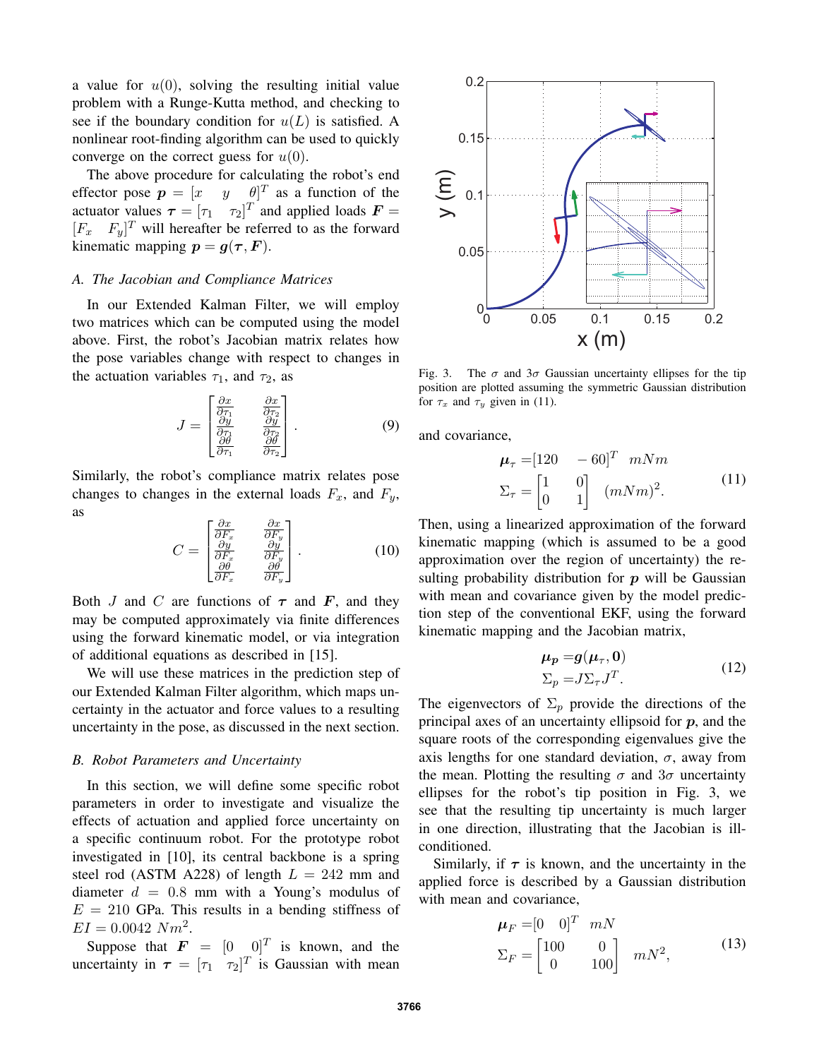a value for $u(0)$, solving the resulting initial value problem with a Runge-Kutta method, and checking to see if the boundary condition for $u(L)$ is satisfied. A nonlinear root-finding algorithm can be used to quickly converge on the correct guess for $u(0)$.

The above procedure for calculating the robot's end effector pose $\boldsymbol{p} = [x \quad y \quad \theta]^T$ as a function of the actuator values $\boldsymbol{\tau} = [\tau_1 \quad \tau_2]^T$ and applied loads $\boldsymbol{F} = [F_x \quad F_y]^T$ will hereafter be referred to as the forward kinematic mapping $\boldsymbol{p} = \boldsymbol{g}(\boldsymbol{\tau}, \boldsymbol{F})$.

### A. The Jacobian and Compliance Matrices

In our Extended Kalman Filter, we will employ two matrices which can be computed using the model above. First, the robot's Jacobian matrix relates how the pose variables change with respect to changes in the actuation variables $\tau_1$, and $\tau_2$, as

$$J = \begin{bmatrix} \frac{\partial x}{\partial \tau_1} & \frac{\partial x}{\partial \tau_2} \\ \frac{\partial y}{\partial \tau_1} & \frac{\partial y}{\partial \tau_2} \\ \frac{\partial \theta}{\partial \tau_1} & \frac{\partial \theta}{\partial \tau_2} \end{bmatrix}. \tag{9}$$

Similarly, the robot's compliance matrix relates pose changes to changes in the external loads $F_x$, and $F_y$, as

$$C = \begin{bmatrix} \frac{\partial x}{\partial F_x} & \frac{\partial x}{\partial F_y} \\ \frac{\partial y}{\partial F_x} & \frac{\partial y}{\partial F_y} \\ \frac{\partial \theta}{\partial F_x} & \frac{\partial \theta}{\partial F_y} \end{bmatrix}. \tag{10}$$

Both $J$ and $C$ are functions of $\boldsymbol{\tau}$ and $\boldsymbol{F}$, and they may be computed approximately via finite differences using the forward kinematic model, or via integration of additional equations as described in [15].

We will use these matrices in the prediction step of our Extended Kalman Filter algorithm, which maps uncertainty in the actuator and force values to a resulting uncertainty in the pose, as discussed in the next section.

### B. Robot Parameters and Uncertainty

In this section, we will define some specific robot parameters in order to investigate and visualize the effects of actuation and applied force uncertainty on a specific continuum robot. For the prototype robot investigated in [10], its central backbone is a spring steel rod (ASTM A228) of length $L = 242$ mm and diameter $d = 0.8$ mm with a Young's modulus of $E = 210$ GPa. This results in a bending stiffness of $EI = 0.0042 \ Nm^2$.

Suppose that $\boldsymbol{F} = [0 \quad 0]^T$ is known, and the uncertainty in $\boldsymbol{\tau} = [\tau_1 \quad \tau_2]^T$ is Gaussian with mean

Fig. 3. The $\sigma$ and $3\sigma$ Gaussian uncertainty ellipses for the tip position are plotted assuming the symmetric Gaussian distribution for $\tau_x$ and $\tau_y$ given in (11).

and covariance,

$$\begin{aligned} \boldsymbol{\mu}_\tau &= [120 \quad -60]^T \ \ mNm \\ \Sigma_\tau &= \begin{bmatrix} 1 & 0 \\ 0 & 1 \end{bmatrix} \ \ (mNm)^2. \end{aligned} \tag{11}$$

Then, using a linearized approximation of the forward kinematic mapping (which is assumed to be a good approximation over the region of uncertainty) the resulting probability distribution for $\boldsymbol{p}$ will be Gaussian with mean and covariance given by the model prediction step of the conventional EKF, using the forward kinematic mapping and the Jacobian matrix,

$$\begin{aligned} \boldsymbol{\mu_p} &= \boldsymbol{g}(\boldsymbol{\mu}_\tau, \boldsymbol{0}) \\ \Sigma_p &= J \Sigma_\tau J^T. \end{aligned} \tag{12}$$

The eigenvectors of $\Sigma_p$ provide the directions of the principal axes of an uncertainty ellipsoid for $\boldsymbol{p}$, and the square roots of the corresponding eigenvalues give the axis lengths for one standard deviation, $\sigma$, away from the mean. Plotting the resulting $\sigma$ and $3\sigma$ uncertainty ellipses for the robot's tip position in Fig. 3, we see that the resulting tip uncertainty is much larger in one direction, illustrating that the Jacobian is ill-conditioned.

Similarly, if $\boldsymbol{\tau}$ is known, and the uncertainty in the applied force is described by a Gaussian distribution with mean and covariance,

$$\begin{aligned} \boldsymbol{\mu}_F &= [0 \quad 0]^T \ \ mN \\ \Sigma_F &= \begin{bmatrix} 100 & 0 \\ 0 & 100 \end{bmatrix} \ \ mN^2, \end{aligned} \tag{13}$$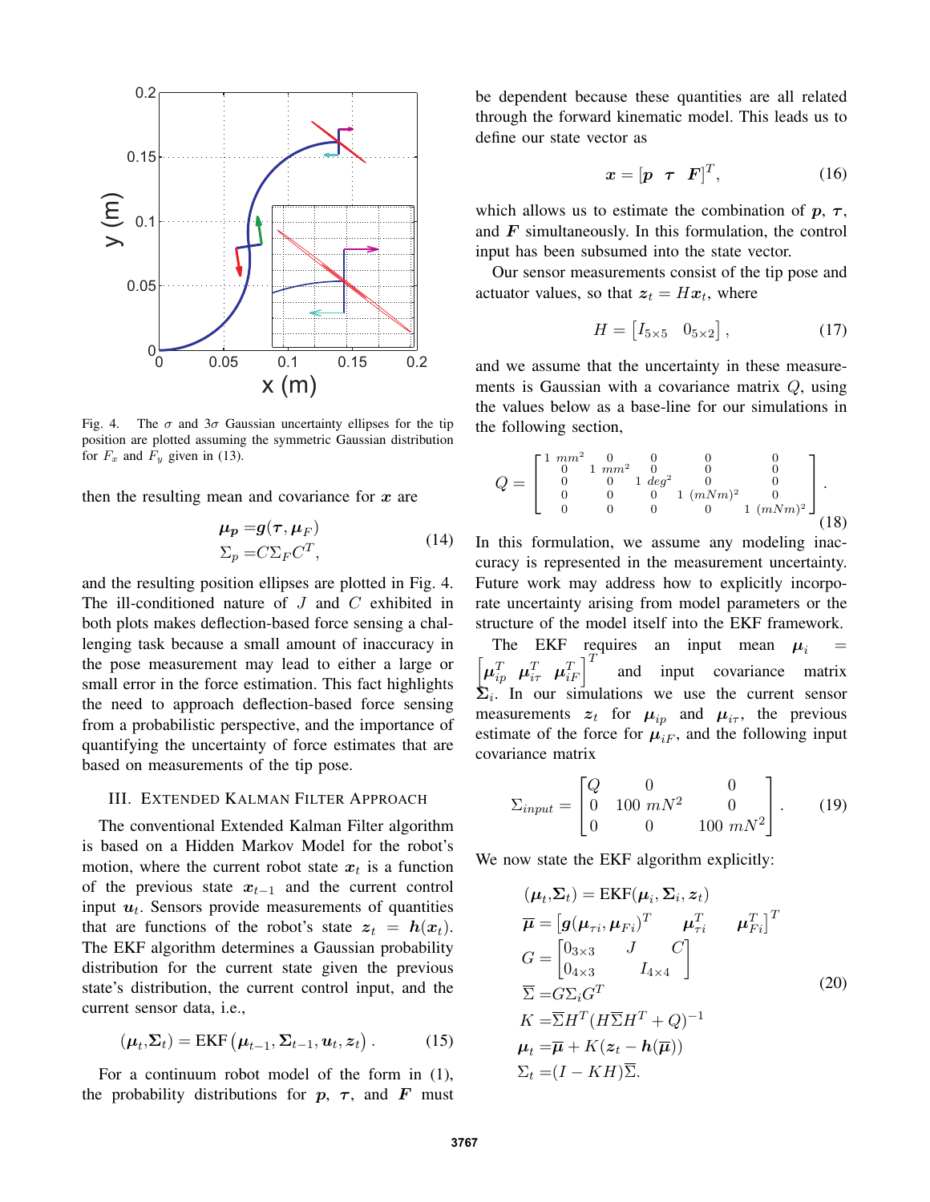Fig. 4. The $\sigma$ and $3\sigma$ Gaussian uncertainty ellipses for the tip position are plotted assuming the symmetric Gaussian distribution for $F_x$ and $F_y$ given in (13).

then the resulting mean and covariance for $\boldsymbol{x}$ are

$$\begin{aligned} \boldsymbol{\mu_p} &= \boldsymbol{g}(\boldsymbol{\tau}, \boldsymbol{\mu}_F) \\ \Sigma_p &= C\Sigma_F C^T, \end{aligned} \tag{14}$$

and the resulting position ellipses are plotted in Fig. 4. The ill-conditioned nature of $J$ and $C$ exhibited in both plots makes deflection-based force sensing a challenging task because a small amount of inaccuracy in the pose measurement may lead to either a large or small error in the force estimation. This fact highlights the need to approach deflection-based force sensing from a probabilistic perspective, and the importance of quantifying the uncertainty of force estimates that are based on measurements of the tip pose.

## III. Extended Kalman Filter Approach

The conventional Extended Kalman Filter algorithm is based on a Hidden Markov Model for the robot's motion, where the current robot state $\boldsymbol{x}_t$ is a function of the previous state $\boldsymbol{x}_{t-1}$ and the current control input $\boldsymbol{u}_t$. Sensors provide measurements of quantities that are functions of the robot's state $\boldsymbol{z}_t = \boldsymbol{h}(\boldsymbol{x}_t)$. The EKF algorithm determines a Gaussian probability distribution for the current state given the previous state's distribution, the current control input, and the current sensor data, i.e.,

$$(\boldsymbol{\mu}_t, \boldsymbol{\Sigma}_t) = \text{EKF}\left(\boldsymbol{\mu}_{t-1}, \boldsymbol{\Sigma}_{t-1}, \boldsymbol{u}_t, \boldsymbol{z}_t\right). \tag{15}$$

For a continuum robot model of the form in (1), the probability distributions for $\boldsymbol{p}$, $\boldsymbol{\tau}$, and $\boldsymbol{F}$ must be dependent because these quantities are all related through the forward kinematic model. This leads us to define our state vector as

$$\boldsymbol{x} = [\boldsymbol{p} \quad \boldsymbol{\tau} \quad \boldsymbol{F}]^T, \tag{16}$$

which allows us to estimate the combination of $\boldsymbol{p}$, $\boldsymbol{\tau}$, and $\boldsymbol{F}$ simultaneously. In this formulation, the control input has been subsumed into the state vector.

Our sensor measurements consist of the tip pose and actuator values, so that $\boldsymbol{z}_t = H\boldsymbol{x}_t$, where

$$H = \begin{bmatrix} I_{5\times5} & 0_{5\times2} \end{bmatrix}, \tag{17}$$

and we assume that the uncertainty in these measurements is Gaussian with a covariance matrix $Q$, using the values below as a base-line for our simulations in the following section,

$$Q = \begin{bmatrix} 1\ mm^2 & 0 & 0 & 0 & 0 \\ 0 & 1\ mm^2 & 0 & 0 & 0 \\ 0 & 0 & 1\ deg^2 & 0 & 0 \\ 0 & 0 & 0 & 1\ (mNm)^2 & 0 \\ 0 & 0 & 0 & 0 & 1\ (mNm)^2 \end{bmatrix}. \tag{18}$$

In this formulation, we assume any modeling inaccuracy is represented in the measurement uncertainty. Future work may address how to explicitly incorporate uncertainty arising from model parameters or the structure of the model itself into the EKF framework.

The EKF requires an input mean $\boldsymbol{\mu}_i = \begin{bmatrix} \boldsymbol{\mu}_{ip}^T & \boldsymbol{\mu}_{i\tau}^T & \boldsymbol{\mu}_{iF}^T \end{bmatrix}^T$ and input covariance matrix $\boldsymbol{\Sigma}_i$. In our simulations we use the current sensor measurements $\boldsymbol{z}_t$ for $\boldsymbol{\mu}_{ip}$ and $\boldsymbol{\mu}_{i\tau}$, the previous estimate of the force for $\boldsymbol{\mu}_{iF}$, and the following input covariance matrix

$$\Sigma_{input} = \begin{bmatrix} Q & 0 & 0 \\ 0 & 100\ mN^2 & 0 \\ 0 & 0 & 100\ mN^2 \end{bmatrix}. \tag{19}$$

We now state the EKF algorithm explicitly:

$$\begin{aligned} (\boldsymbol{\mu}_t, \boldsymbol{\Sigma}_t) &= \text{EKF}(\boldsymbol{\mu}_i, \boldsymbol{\Sigma}_i, \boldsymbol{z}_t) \\ \overline{\boldsymbol{\mu}} &= \begin{bmatrix} \boldsymbol{g}(\boldsymbol{\mu}_{\tau i}, \boldsymbol{\mu}_{Fi})^T & \boldsymbol{\mu}_{\tau i}^T & \boldsymbol{\mu}_{Fi}^T \end{bmatrix}^T \\ G &= \begin{bmatrix} 0_{3\times3} & J & C \\ 0_{4\times3} & I_{4\times4} & \end{bmatrix} \\ \overline{\Sigma} &= G\Sigma_i G^T \\ K &= \overline{\Sigma} H^T (H\overline{\Sigma} H^T + Q)^{-1} \\ \boldsymbol{\mu}_t &= \overline{\boldsymbol{\mu}} + K(\boldsymbol{z}_t - \boldsymbol{h}(\overline{\boldsymbol{\mu}})) \\ \Sigma_t &= (I - KH)\overline{\Sigma}. \end{aligned} \tag{20}$$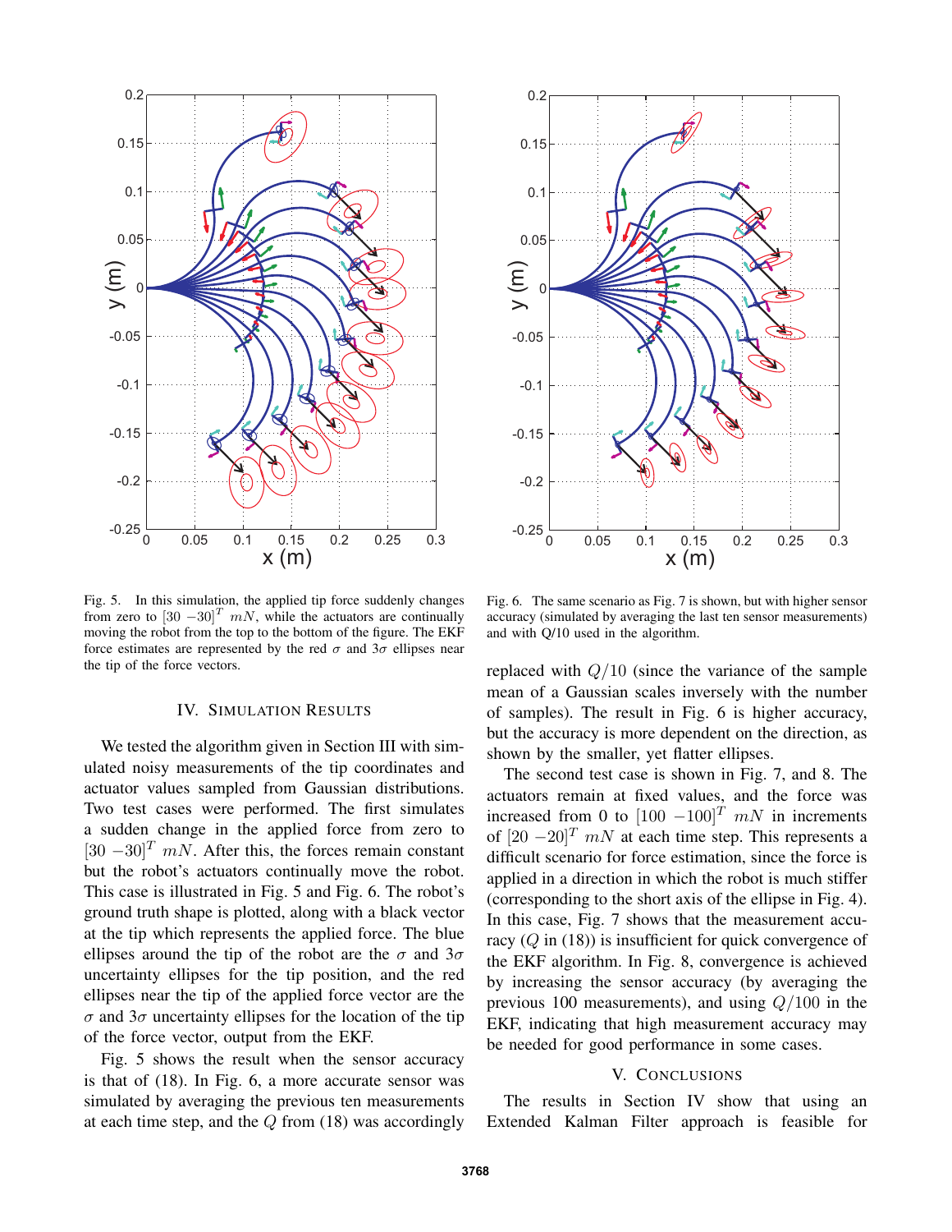Fig. 5. In this simulation, the applied tip force suddenly changes from zero to $[30\ -30]^T\ mN$, while the actuators are continually moving the robot from the top to the bottom of the figure. The EKF force estimates are represented by the red $\sigma$ and $3\sigma$ ellipses near the tip of the force vectors.

Fig. 6. The same scenario as Fig. 7 is shown, but with higher sensor accuracy (simulated by averaging the last ten sensor measurements) and with Q/10 used in the algorithm.

## IV. Simulation Results

We tested the algorithm given in Section III with simulated noisy measurements of the tip coordinates and actuator values sampled from Gaussian distributions. Two test cases were performed. The first simulates a sudden change in the applied force from zero to $[30\ -30]^T\ mN$. After this, the forces remain constant but the robot's actuators continually move the robot. This case is illustrated in Fig. 5 and Fig. 6. The robot's ground truth shape is plotted, along with a black vector at the tip which represents the applied force. The blue ellipses around the tip of the robot are the $\sigma$ and $3\sigma$ uncertainty ellipses for the tip position, and the red ellipses near the tip of the applied force vector are the $\sigma$ and $3\sigma$ uncertainty ellipses for the location of the tip of the force vector, output from the EKF.

Fig. 5 shows the result when the sensor accuracy is that of (18). In Fig. 6, a more accurate sensor was simulated by averaging the previous ten measurements at each time step, and the $Q$ from (18) was accordingly replaced with $Q/10$ (since the variance of the sample mean of a Gaussian scales inversely with the number of samples). The result in Fig. 6 is higher accuracy, but the accuracy is more dependent on the direction, as shown by the smaller, yet flatter ellipses.

The second test case is shown in Fig. 7, and 8. The actuators remain at fixed values, and the force was increased from 0 to $[100\ -100]^T\ mN$ in increments of $[20\ -20]^T\ mN$ at each time step. This represents a difficult scenario for force estimation, since the force is applied in a direction in which the robot is much stiffer (corresponding to the short axis of the ellipse in Fig. 4). In this case, Fig. 7 shows that the measurement accuracy ($Q$ in (18)) is insufficient for quick convergence of the EKF algorithm. In Fig. 8, convergence is achieved by increasing the sensor accuracy (by averaging the previous 100 measurements), and using $Q/100$ in the EKF, indicating that high measurement accuracy may be needed for good performance in some cases.

## V. Conclusions

The results in Section IV show that using an Extended Kalman Filter approach is feasible for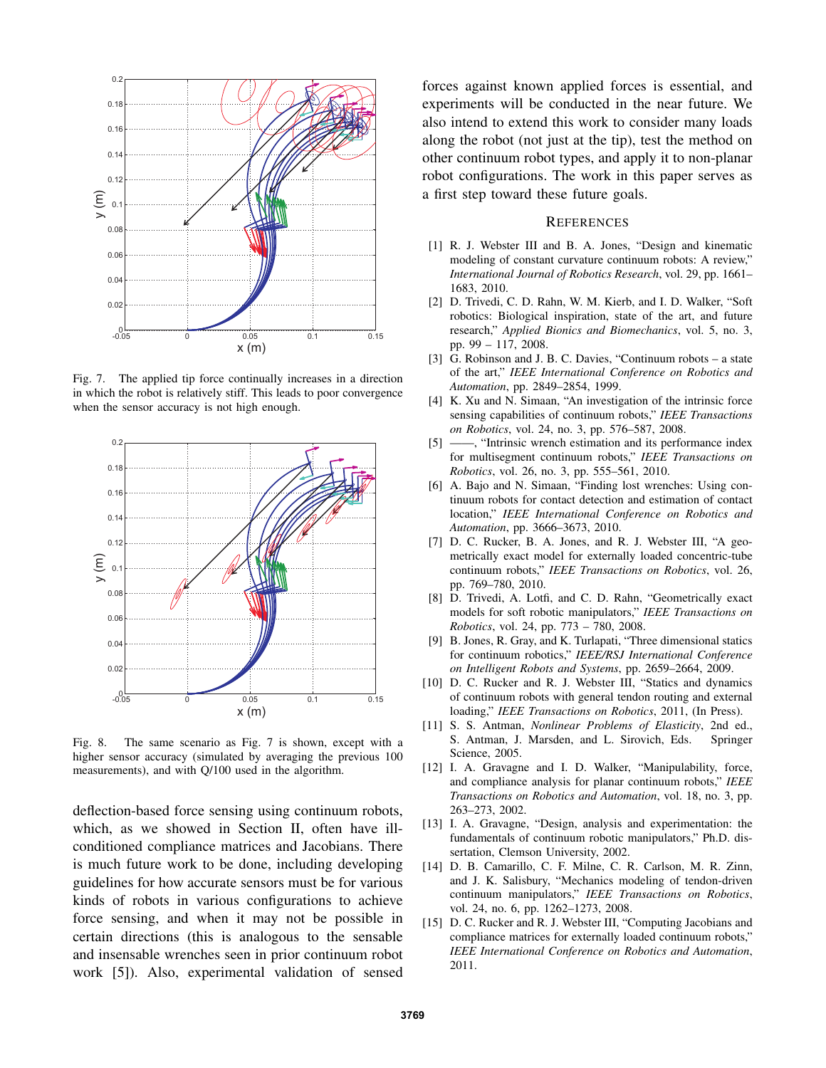0.2
0.18
0.16
0.14
0.12
0.1
0.08
0.06
0.04
0.02
0
y (m)
-0.05
0
0.05
0.1
0.15
x (m)

Fig. 7. The applied tip force continually increases in a direction in which the robot is relatively stiff. This leads to poor convergence when the sensor accuracy is not high enough.

0.2
0.18
0.16
0.14
0.12
0.1
0.08
0.06
0.04
0.02
0
y (m)
-0.05
0
0.05
0.1
0.15
x (m)

Fig. 8. The same scenario as Fig. 7 is shown, except with a higher sensor accuracy (simulated by averaging the previous 100 measurements), and with Q/100 used in the algorithm.

deflection-based force sensing using continuum robots, which, as we showed in Section II, often have ill-conditioned compliance matrices and Jacobians. There is much future work to be done, including developing guidelines for how accurate sensors must be for various kinds of robots in various configurations to achieve force sensing, and when it may not be possible in certain directions (this is analogous to the sensable and insensable wrenches seen in prior continuum robot work [5]). Also, experimental validation of sensed forces against known applied forces is essential, and experiments will be conducted in the near future. We also intend to extend this work to consider many loads along the robot (not just at the tip), test the method on other continuum robot types, and apply it to non-planar robot configurations. The work in this paper serves as a first step toward these future goals.

## References

[1] R. J. Webster III and B. A. Jones, "Design and kinematic modeling of constant curvature continuum robots: A review," *International Journal of Robotics Research*, vol. 29, pp. 1661–1683, 2010.

[2] D. Trivedi, C. D. Rahn, W. M. Kierb, and I. D. Walker, "Soft robotics: Biological inspiration, state of the art, and future research," *Applied Bionics and Biomechanics*, vol. 5, no. 3, pp. 99 – 117, 2008.

[3] G. Robinson and J. B. C. Davies, "Continuum robots – a state of the art," *IEEE International Conference on Robotics and Automation*, pp. 2849–2854, 1999.

[4] K. Xu and N. Simaan, "An investigation of the intrinsic force sensing capabilities of continuum robots," *IEEE Transactions on Robotics*, vol. 24, no. 3, pp. 576–587, 2008.

[5] ——, "Intrinsic wrench estimation and its performance index for multisegment continuum robots," *IEEE Transactions on Robotics*, vol. 26, no. 3, pp. 555–561, 2010.

[6] A. Bajo and N. Simaan, "Finding lost wrenches: Using continuum robots for contact detection and estimation of contact location," *IEEE International Conference on Robotics and Automation*, pp. 3666–3673, 2010.

[7] D. C. Rucker, B. A. Jones, and R. J. Webster III, "A geometrically exact model for externally loaded concentric-tube continuum robots," *IEEE Transactions on Robotics*, vol. 26, pp. 769–780, 2010.

[8] D. Trivedi, A. Lotfi, and C. D. Rahn, "Geometrically exact models for soft robotic manipulators," *IEEE Transactions on Robotics*, vol. 24, pp. 773 – 780, 2008.

[9] B. Jones, R. Gray, and K. Turlapati, "Three dimensional statics for continuum robotics," *IEEE/RSJ International Conference on Intelligent Robots and Systems*, pp. 2659–2664, 2009.

[10] D. C. Rucker and R. J. Webster III, "Statics and dynamics of continuum robots with general tendon routing and external loading," *IEEE Transactions on Robotics*, 2011, (In Press).

[11] S. S. Antman, *Nonlinear Problems of Elasticity*, 2nd ed., S. Antman, J. Marsden, and L. Sirovich, Eds. Springer Science, 2005.

[12] I. A. Gravagne and I. D. Walker, "Manipulability, force, and compliance analysis for planar continuum robots," *IEEE Transactions on Robotics and Automation*, vol. 18, no. 3, pp. 263–273, 2002.

[13] I. A. Gravagne, "Design, analysis and experimentation: the fundamentals of continuum robotic manipulators," Ph.D. dissertation, Clemson University, 2002.

[14] D. B. Camarillo, C. F. Milne, C. R. Carlson, M. R. Zinn, and J. K. Salisbury, "Mechanics modeling of tendon-driven continuum manipulators," *IEEE Transactions on Robotics*, vol. 24, no. 6, pp. 1262–1273, 2008.

[15] D. C. Rucker and R. J. Webster III, "Computing Jacobians and compliance matrices for externally loaded continuum robots," *IEEE International Conference on Robotics and Automation*, 2011.